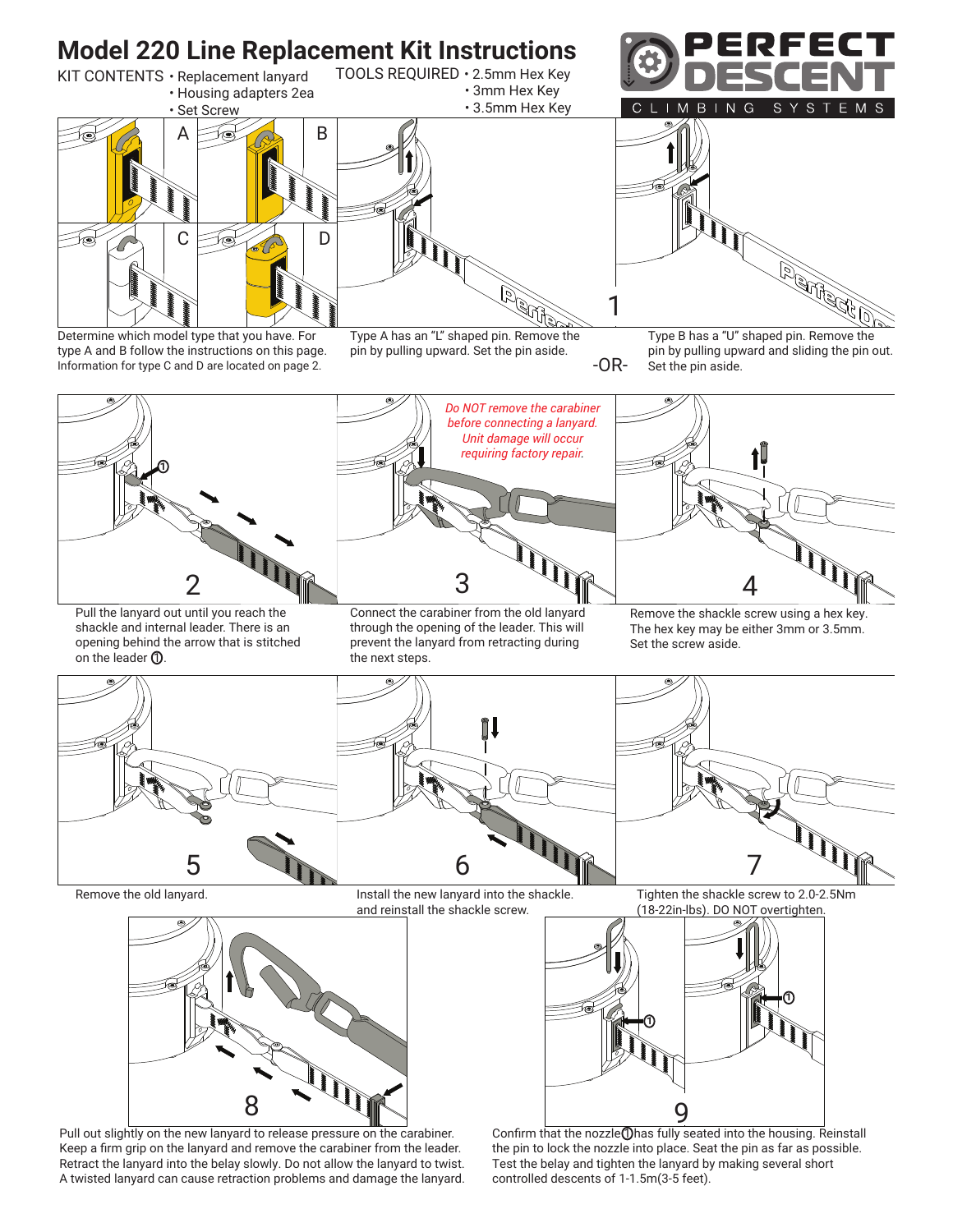# Model 220 Line Replacement Kit Instructions

**PERFECT DESCENT** CLIMBING SYSTEMS

**KIT CONTENTS**
- Replacement lanyard
- Housing adapters 2ea
- Set Screw

**TOOLS REQUIRED**
- 2.5mm Hex Key
- 3mm Hex Key
- 3.5mm Hex Key

Determine which model type that you have. For type A and B follow the instructions on this page. Information for type C and D are located on page 2.

**1**

Type A has an "L" shaped pin. Remove the pin by pulling upward. Set the pin aside.

-OR-

Type B has a "U" shaped pin. Remove the pin by pulling upward and sliding the pin out. Set the pin aside.

**2**

Pull the lanyard out until you reach the shackle and internal leader. There is an opening behind the arrow that is stitched on the leader ①.

**3**

*Do NOT remove the carabiner before connecting a lanyard. Unit damage will occur requiring factory repair.*

Connect the carabiner from the old lanyard through the opening of the leader. This will prevent the lanyard from retracting during the next steps.

**4**

Remove the shackle screw using a hex key. The hex key may be either 3mm or 3.5mm. Set the screw aside.

**5**

Remove the old lanyard.

**6**

Install the new lanyard into the shackle. and reinstall the shackle screw.

**7**

Tighten the shackle screw to 2.0-2.5Nm (18-22in-lbs). DO NOT overtighten.

**8**

Pull out slightly on the new lanyard to release pressure on the carabiner. Keep a firm grip on the lanyard and remove the carabiner from the leader. Retract the lanyard into the belay slowly. Do not allow the lanyard to twist. A twisted lanyard can cause retraction problems and damage the lanyard.

**9**

Confirm that the nozzle ① has fully seated into the housing. Reinstall the pin to lock the nozzle into place. Seat the pin as far as possible. Test the belay and tighten the lanyard by making several short controlled descents of 1-1.5m(3-5 feet).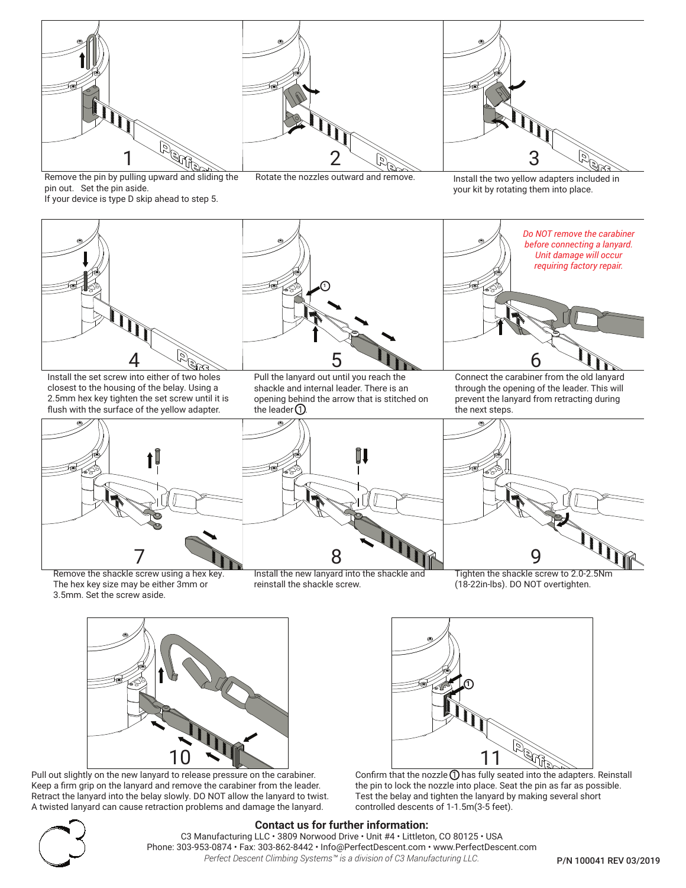1

Remove the pin by pulling upward and sliding the pin out. Set the pin aside.
If your device is type D skip ahead to step 5.

2

Rotate the nozzles outward and remove.

3

Install the two yellow adapters included in your kit by rotating them into place.

4

Install the set screw into either of two holes closest to the housing of the belay. Using a 2.5mm hex key tighten the set screw until it is flush with the surface of the yellow adapter.

5

Pull the lanyard out until you reach the shackle and internal leader. There is an opening behind the arrow that is stitched on the leader ①.

6

*Do NOT remove the carabiner before connecting a lanyard. Unit damage will occur requiring factory repair.*

Connect the carabiner from the old lanyard through the opening of the leader. This will prevent the lanyard from retracting during the next steps.

7

Remove the shackle screw using a hex key. The hex key size may be either 3mm or 3.5mm. Set the screw aside.

8

Install the new lanyard into the shackle and reinstall the shackle screw.

9

Tighten the shackle screw to 2.0-2.5Nm (18-22in-lbs). DO NOT overtighten.

10

Pull out slightly on the new lanyard to release pressure on the carabiner. Keep a firm grip on the lanyard and remove the carabiner from the leader. Retract the lanyard into the belay slowly. DO NOT allow the lanyard to twist. A twisted lanyard can cause retraction problems and damage the lanyard.

11

Confirm that the nozzle ① has fully seated into the adapters. Reinstall the pin to lock the nozzle into place. Seat the pin as far as possible. Test the belay and tighten the lanyard by making several short controlled descents of 1-1.5m(3-5 feet).

**Contact us for further information:**

C3 Manufacturing LLC • 3809 Norwood Drive • Unit #4 • Littleton, CO 80125 • USA
Phone: 303-953-0874 • Fax: 303-862-8442 • Info@PerfectDescent.com • www.PerfectDescent.com
*Perfect Descent Climbing Systems™ is a division of C3 Manufacturing LLC.*

P/N 100041 REV 03/2019